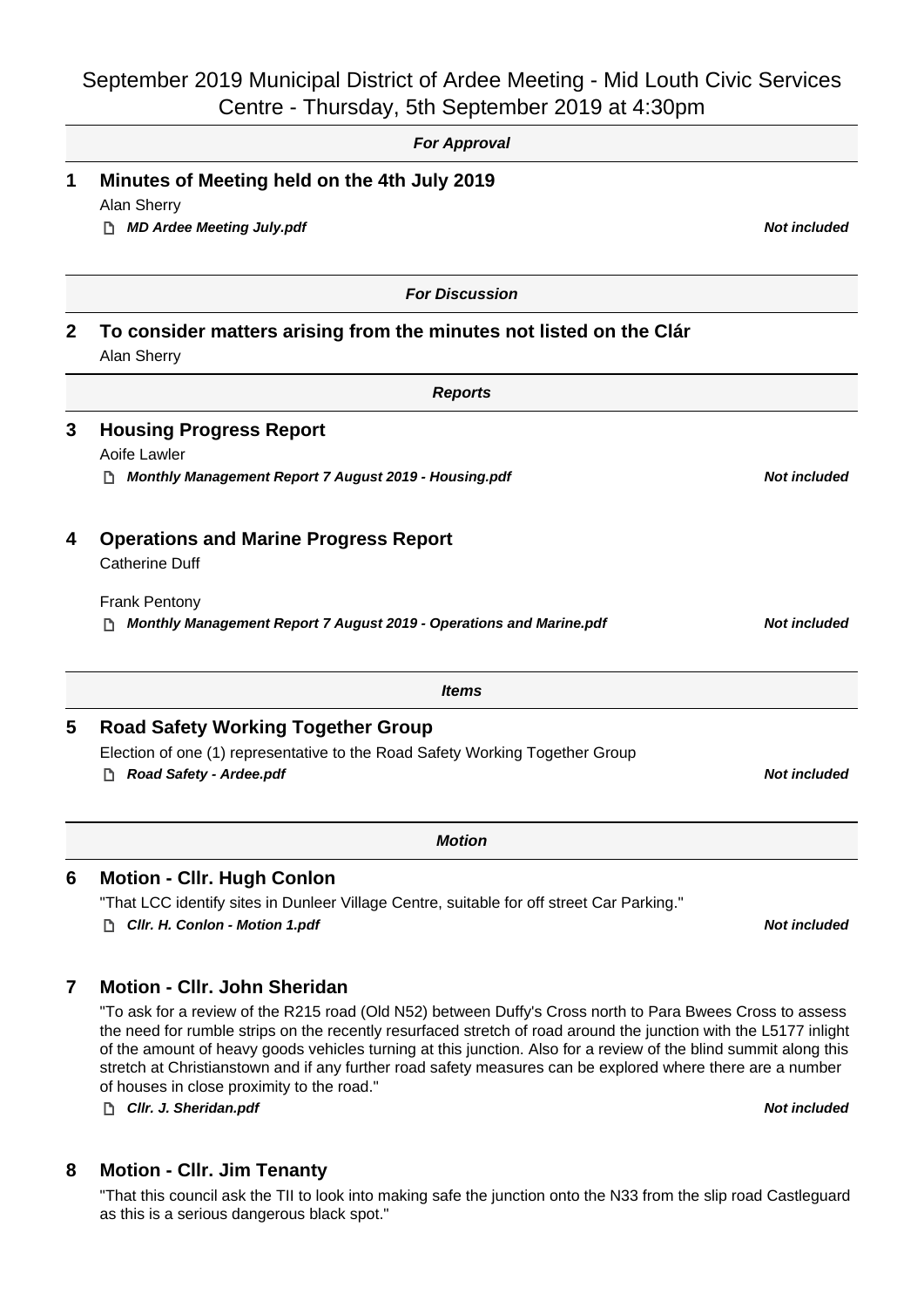# September 2019 Municipal District of Ardee Meeting - Mid Louth Civic Services Centre - Thursday, 5th September 2019 at 4:30pm

***For Approval***

## 1 Minutes of Meeting held on the 4th July 2019

Alan Sherry

***MD Ardee Meeting July.pdf*** — ***Not included***

***For Discussion***

## 2 To consider matters arising from the minutes not listed on the Clár

Alan Sherry

***Reports***

## 3 Housing Progress Report

Aoife Lawler

***Monthly Management Report 7 August 2019 - Housing.pdf*** — ***Not included***

## 4 Operations and Marine Progress Report

Catherine Duff

Frank Pentony

***Monthly Management Report 7 August 2019 - Operations and Marine.pdf*** — ***Not included***

***Items***

## 5 Road Safety Working Together Group

Election of one (1) representative to the Road Safety Working Together Group

***Road Safety - Ardee.pdf*** — ***Not included***

***Motion***

## 6 Motion - Cllr. Hugh Conlon

"That LCC identify sites in Dunleer Village Centre, suitable for off street Car Parking."

***Cllr. H. Conlon - Motion 1.pdf*** — ***Not included***

## 7 Motion - Cllr. John Sheridan

"To ask for a review of the R215 road (Old N52) between Duffy's Cross north to Para Bwees Cross to assess the need for rumble strips on the recently resurfaced stretch of road around the junction with the L5177 inlight of the amount of heavy goods vehicles turning at this junction. Also for a review of the blind summit along this stretch at Christianstown and if any further road safety measures can be explored where there are a number of houses in close proximity to the road."

***Cllr. J. Sheridan.pdf*** — ***Not included***

## 8 Motion - Cllr. Jim Tenanty

"That this council ask the TII to look into making safe the junction onto the N33 from the slip road Castleguard as this is a serious dangerous black spot."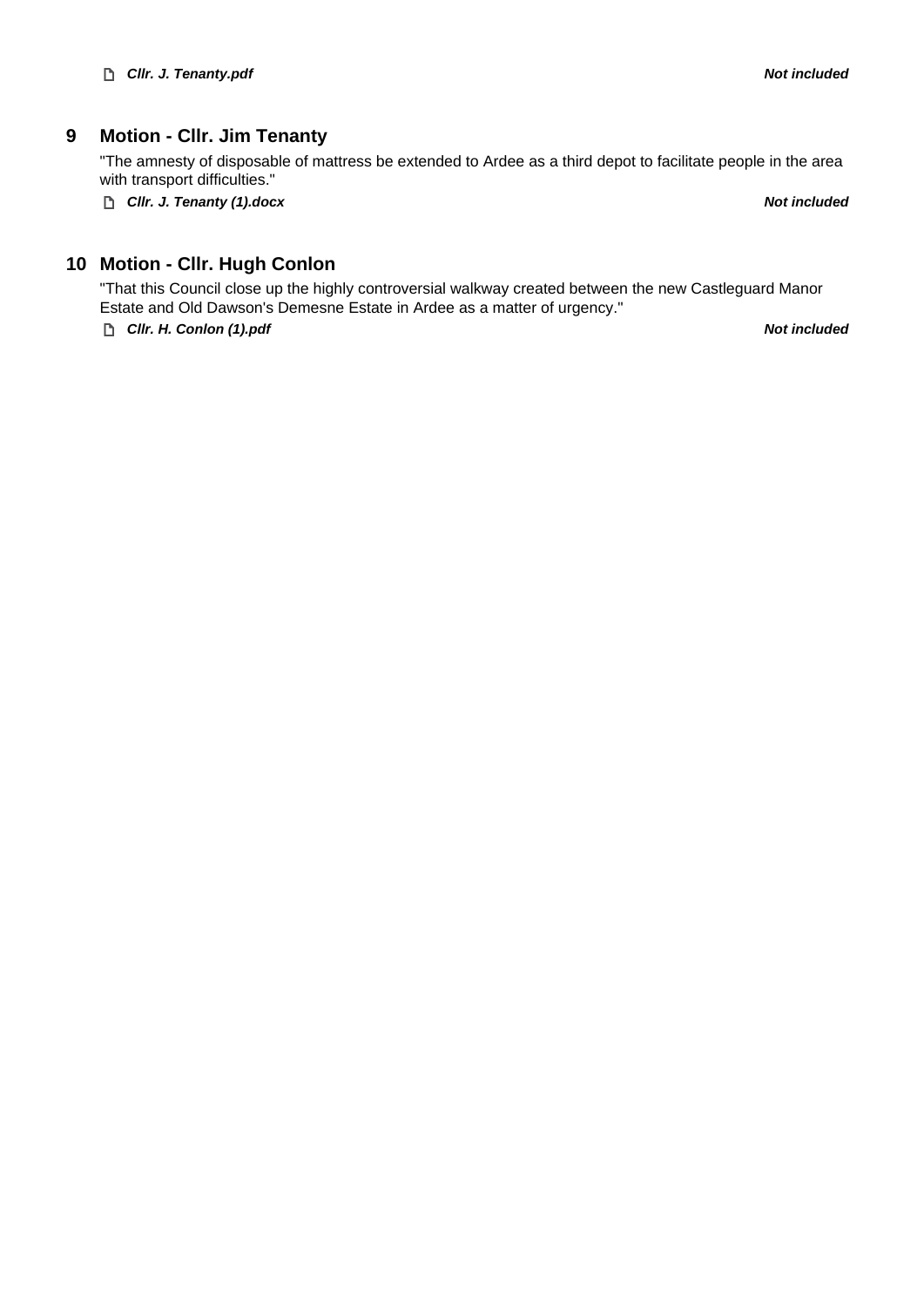*Cllr. J. Tenanty.pdf* — *Not included*

## 9 Motion - Cllr. Jim Tenanty

"The amnesty of disposable of mattress be extended to Ardee as a third depot to facilitate people in the area with transport difficulties."

*Cllr. J. Tenanty (1).docx* — *Not included*

## 10 Motion - Cllr. Hugh Conlon

"That this Council close up the highly controversial walkway created between the new Castleguard Manor Estate and Old Dawson's Demesne Estate in Ardee as a matter of urgency."

*Cllr. H. Conlon (1).pdf* — *Not included*